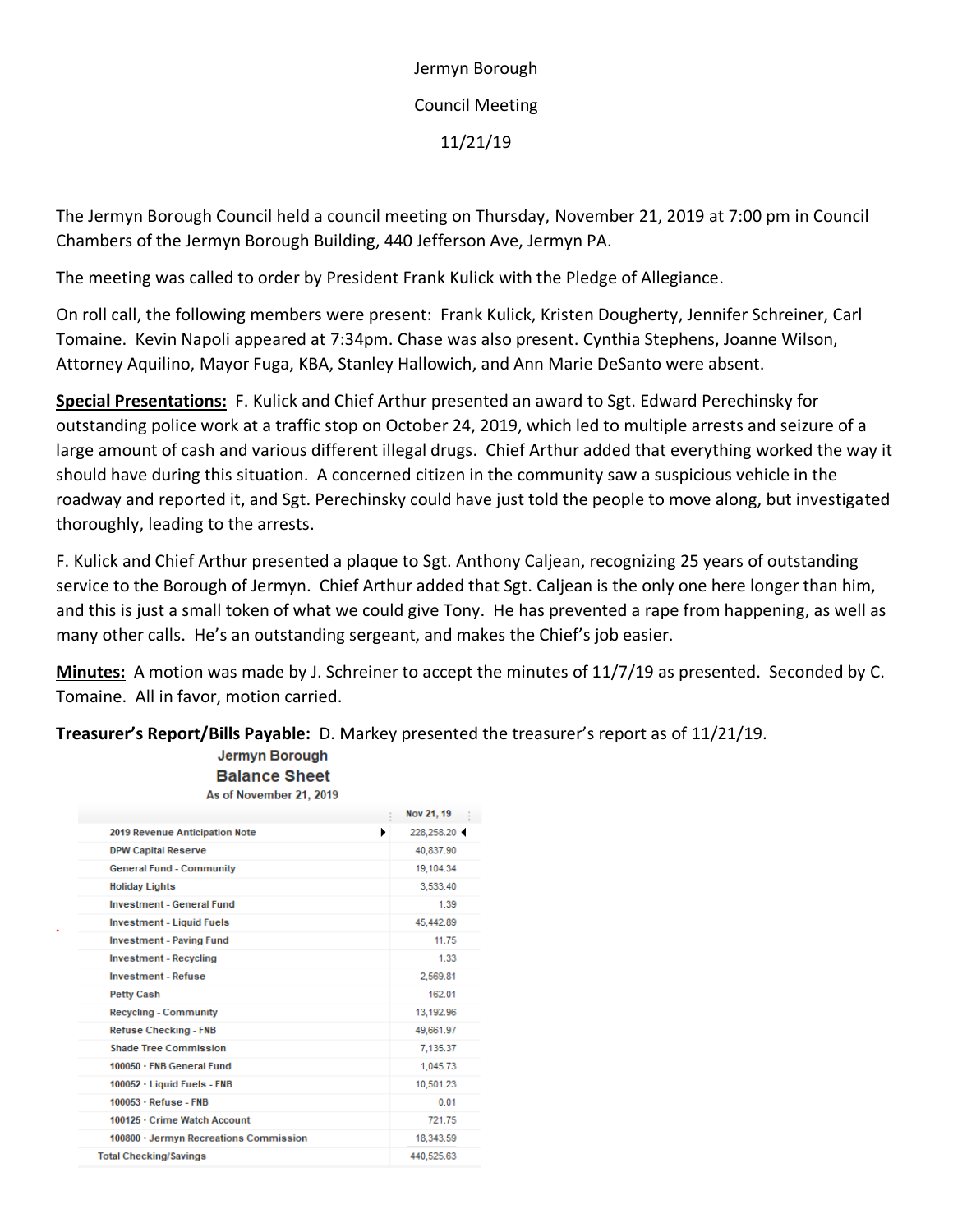Jermyn Borough

Council Meeting

11/21/19

The Jermyn Borough Council held a council meeting on Thursday, November 21, 2019 at 7:00 pm in Council Chambers of the Jermyn Borough Building, 440 Jefferson Ave, Jermyn PA.

The meeting was called to order by President Frank Kulick with the Pledge of Allegiance.

On roll call, the following members were present: Frank Kulick, Kristen Dougherty, Jennifer Schreiner, Carl Tomaine. Kevin Napoli appeared at 7:34pm. Chase was also present. Cynthia Stephens, Joanne Wilson, Attorney Aquilino, Mayor Fuga, KBA, Stanley Hallowich, and Ann Marie DeSanto were absent.

**Special Presentations:** F. Kulick and Chief Arthur presented an award to Sgt. Edward Perechinsky for outstanding police work at a traffic stop on October 24, 2019, which led to multiple arrests and seizure of a large amount of cash and various different illegal drugs. Chief Arthur added that everything worked the way it should have during this situation. A concerned citizen in the community saw a suspicious vehicle in the roadway and reported it, and Sgt. Perechinsky could have just told the people to move along, but investigated thoroughly, leading to the arrests.

F. Kulick and Chief Arthur presented a plaque to Sgt. Anthony Caljean, recognizing 25 years of outstanding service to the Borough of Jermyn. Chief Arthur added that Sgt. Caljean is the only one here longer than him, and this is just a small token of what we could give Tony. He has prevented a rape from happening, as well as many other calls. He's an outstanding sergeant, and makes the Chief's job easier.

**Minutes:** A motion was made by J. Schreiner to accept the minutes of 11/7/19 as presented. Seconded by C. Tomaine. All in favor, motion carried.

**Treasurer's Report/Bills Payable:** D. Markey presented the treasurer's report as of 11/21/19.

**Jermyn Borough**
**Balance Sheet**
As of November 21, 2019

| | Nov 21, 19 |
|---|---|
| 2019 Revenue Anticipation Note | 228,258.20 |
| DPW Capital Reserve | 40,837.90 |
| General Fund - Community | 19,104.34 |
| Holiday Lights | 3,533.40 |
| Investment - General Fund | 1.39 |
| Investment - Liquid Fuels | 45,442.89 |
| Investment - Paving Fund | 11.75 |
| Investment - Recycling | 1.33 |
| Investment - Refuse | 2,569.81 |
| Petty Cash | 162.01 |
| Recycling - Community | 13,192.96 |
| Refuse Checking - FNB | 49,661.97 |
| Shade Tree Commission | 7,135.37 |
| 100050 · FNB General Fund | 1,045.73 |
| 100052 · Liquid Fuels - FNB | 10,501.23 |
| 100053 · Refuse - FNB | 0.01 |
| 100125 · Crime Watch Account | 721.75 |
| 100800 · Jermyn Recreations Commission | 18,343.59 |
| Total Checking/Savings | 440,525.63 |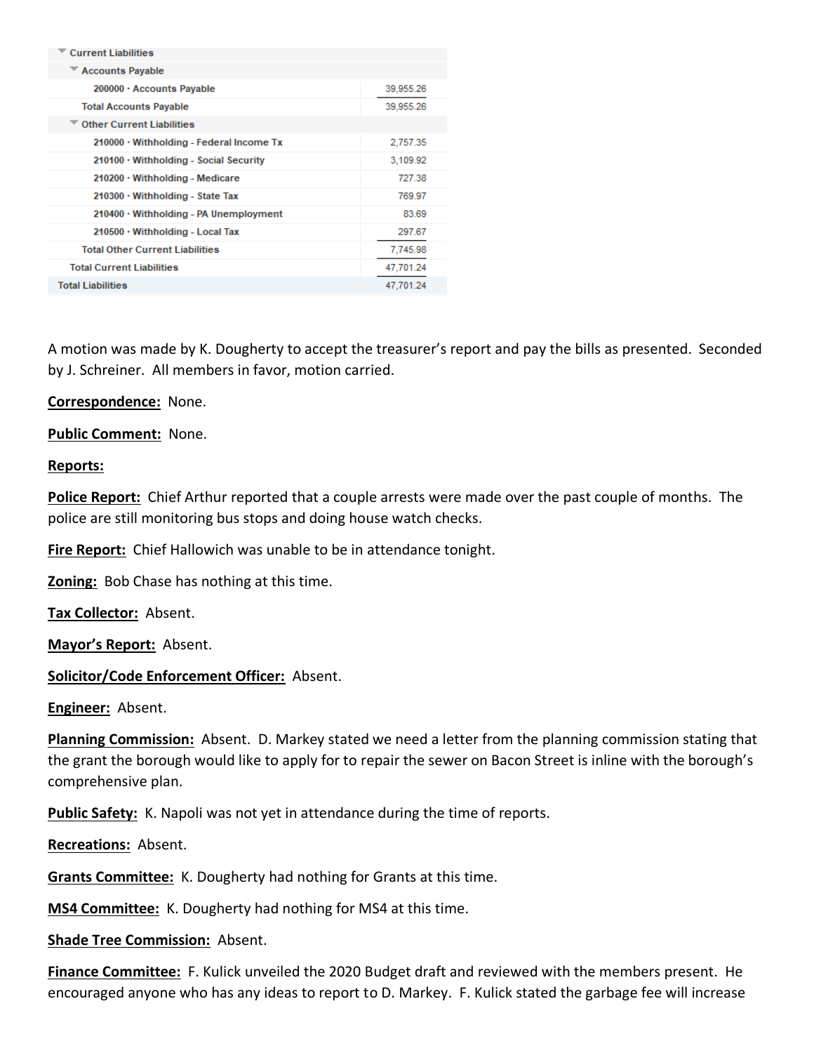| Current Liabilities | |
|---|---|
| Accounts Payable | |
| 200000 · Accounts Payable | 39,955.26 |
| Total Accounts Payable | 39,955.26 |
| Other Current Liabilities | |
| 210000 · Withholding - Federal Income Tx | 2,757.35 |
| 210100 · Withholding - Social Security | 3,109.92 |
| 210200 · Withholding - Medicare | 727.38 |
| 210300 · Withholding - State Tax | 769.97 |
| 210400 · Withholding - PA Unemployment | 83.69 |
| 210500 · Withholding - Local Tax | 297.67 |
| Total Other Current Liabilities | 7,745.98 |
| Total Current Liabilities | 47,701.24 |
| Total Liabilities | 47,701.24 |

A motion was made by K. Dougherty to accept the treasurer's report and pay the bills as presented. Seconded by J. Schreiner. All members in favor, motion carried.

**Correspondence:** None.

**Public Comment:** None.

**Reports:**

**Police Report:** Chief Arthur reported that a couple arrests were made over the past couple of months. The police are still monitoring bus stops and doing house watch checks.

**Fire Report:** Chief Hallowich was unable to be in attendance tonight.

**Zoning:** Bob Chase has nothing at this time.

**Tax Collector:** Absent.

**Mayor's Report:** Absent.

**Solicitor/Code Enforcement Officer:** Absent.

**Engineer:** Absent.

**Planning Commission:** Absent. D. Markey stated we need a letter from the planning commission stating that the grant the borough would like to apply for to repair the sewer on Bacon Street is inline with the borough's comprehensive plan.

**Public Safety:** K. Napoli was not yet in attendance during the time of reports.

**Recreations:** Absent.

**Grants Committee:** K. Dougherty had nothing for Grants at this time.

**MS4 Committee:** K. Dougherty had nothing for MS4 at this time.

**Shade Tree Commission:** Absent.

**Finance Committee:** F. Kulick unveiled the 2020 Budget draft and reviewed with the members present. He encouraged anyone who has any ideas to report to D. Markey. F. Kulick stated the garbage fee will increase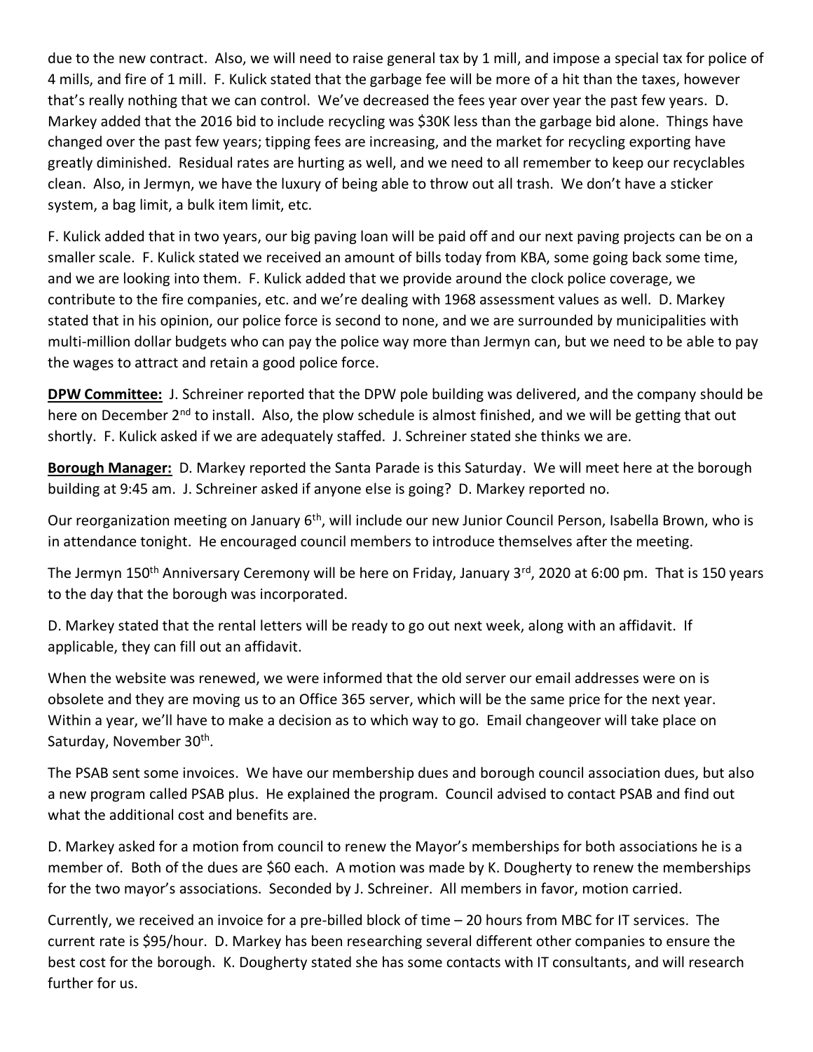due to the new contract. Also, we will need to raise general tax by 1 mill, and impose a special tax for police of 4 mills, and fire of 1 mill. F. Kulick stated that the garbage fee will be more of a hit than the taxes, however that's really nothing that we can control. We've decreased the fees year over year the past few years. D. Markey added that the 2016 bid to include recycling was $30K less than the garbage bid alone. Things have changed over the past few years; tipping fees are increasing, and the market for recycling exporting have greatly diminished. Residual rates are hurting as well, and we need to all remember to keep our recyclables clean. Also, in Jermyn, we have the luxury of being able to throw out all trash. We don't have a sticker system, a bag limit, a bulk item limit, etc.

F. Kulick added that in two years, our big paving loan will be paid off and our next paving projects can be on a smaller scale. F. Kulick stated we received an amount of bills today from KBA, some going back some time, and we are looking into them. F. Kulick added that we provide around the clock police coverage, we contribute to the fire companies, etc. and we're dealing with 1968 assessment values as well. D. Markey stated that in his opinion, our police force is second to none, and we are surrounded by municipalities with multi-million dollar budgets who can pay the police way more than Jermyn can, but we need to be able to pay the wages to attract and retain a good police force.

**DPW Committee:** J. Schreiner reported that the DPW pole building was delivered, and the company should be here on December 2nd to install. Also, the plow schedule is almost finished, and we will be getting that out shortly. F. Kulick asked if we are adequately staffed. J. Schreiner stated she thinks we are.

**Borough Manager:** D. Markey reported the Santa Parade is this Saturday. We will meet here at the borough building at 9:45 am. J. Schreiner asked if anyone else is going? D. Markey reported no.

Our reorganization meeting on January 6th, will include our new Junior Council Person, Isabella Brown, who is in attendance tonight. He encouraged council members to introduce themselves after the meeting.

The Jermyn 150th Anniversary Ceremony will be here on Friday, January 3rd, 2020 at 6:00 pm. That is 150 years to the day that the borough was incorporated.

D. Markey stated that the rental letters will be ready to go out next week, along with an affidavit. If applicable, they can fill out an affidavit.

When the website was renewed, we were informed that the old server our email addresses were on is obsolete and they are moving us to an Office 365 server, which will be the same price for the next year. Within a year, we'll have to make a decision as to which way to go. Email changeover will take place on Saturday, November 30th.

The PSAB sent some invoices. We have our membership dues and borough council association dues, but also a new program called PSAB plus. He explained the program. Council advised to contact PSAB and find out what the additional cost and benefits are.

D. Markey asked for a motion from council to renew the Mayor's memberships for both associations he is a member of. Both of the dues are $60 each. A motion was made by K. Dougherty to renew the memberships for the two mayor's associations. Seconded by J. Schreiner. All members in favor, motion carried.

Currently, we received an invoice for a pre-billed block of time – 20 hours from MBC for IT services. The current rate is $95/hour. D. Markey has been researching several different other companies to ensure the best cost for the borough. K. Dougherty stated she has some contacts with IT consultants, and will research further for us.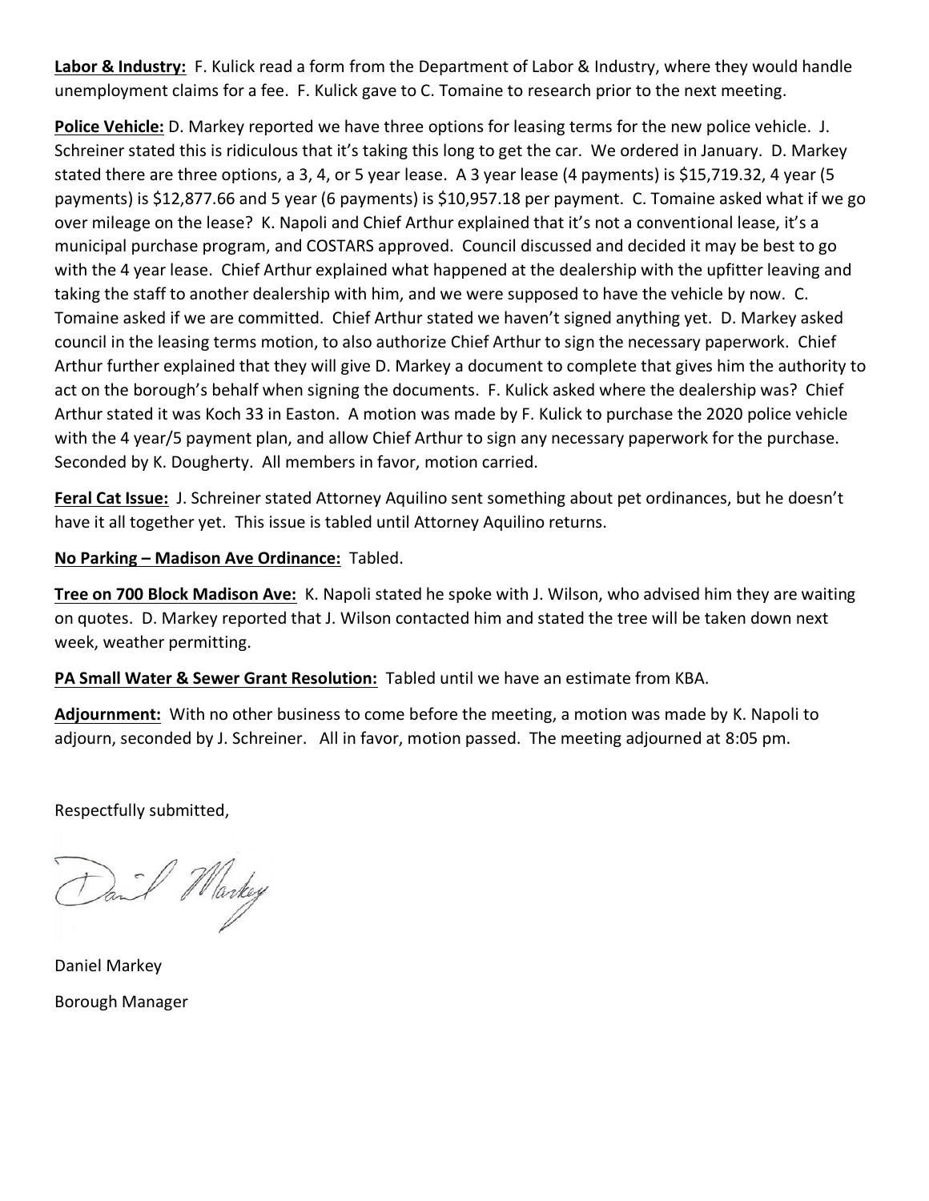**Labor & Industry:** F. Kulick read a form from the Department of Labor & Industry, where they would handle unemployment claims for a fee. F. Kulick gave to C. Tomaine to research prior to the next meeting.

**Police Vehicle:** D. Markey reported we have three options for leasing terms for the new police vehicle. J. Schreiner stated this is ridiculous that it's taking this long to get the car. We ordered in January. D. Markey stated there are three options, a 3, 4, or 5 year lease. A 3 year lease (4 payments) is $15,719.32, 4 year (5 payments) is $12,877.66 and 5 year (6 payments) is $10,957.18 per payment. C. Tomaine asked what if we go over mileage on the lease? K. Napoli and Chief Arthur explained that it's not a conventional lease, it's a municipal purchase program, and COSTARS approved. Council discussed and decided it may be best to go with the 4 year lease. Chief Arthur explained what happened at the dealership with the upfitter leaving and taking the staff to another dealership with him, and we were supposed to have the vehicle by now. C. Tomaine asked if we are committed. Chief Arthur stated we haven't signed anything yet. D. Markey asked council in the leasing terms motion, to also authorize Chief Arthur to sign the necessary paperwork. Chief Arthur further explained that they will give D. Markey a document to complete that gives him the authority to act on the borough's behalf when signing the documents. F. Kulick asked where the dealership was? Chief Arthur stated it was Koch 33 in Easton. A motion was made by F. Kulick to purchase the 2020 police vehicle with the 4 year/5 payment plan, and allow Chief Arthur to sign any necessary paperwork for the purchase. Seconded by K. Dougherty. All members in favor, motion carried.

**Feral Cat Issue:** J. Schreiner stated Attorney Aquilino sent something about pet ordinances, but he doesn't have it all together yet. This issue is tabled until Attorney Aquilino returns.

**No Parking – Madison Ave Ordinance:** Tabled.

**Tree on 700 Block Madison Ave:** K. Napoli stated he spoke with J. Wilson, who advised him they are waiting on quotes. D. Markey reported that J. Wilson contacted him and stated the tree will be taken down next week, weather permitting.

**PA Small Water & Sewer Grant Resolution:** Tabled until we have an estimate from KBA.

**Adjournment:** With no other business to come before the meeting, a motion was made by K. Napoli to adjourn, seconded by J. Schreiner. All in favor, motion passed. The meeting adjourned at 8:05 pm.

Respectfully submitted,

Daniel Markey

Daniel Markey

Borough Manager